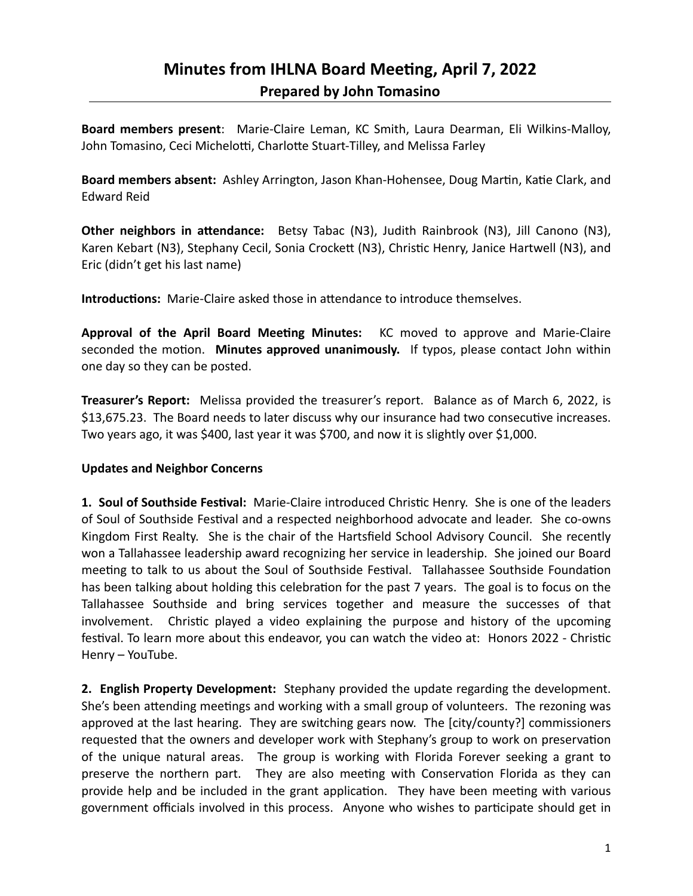# Minutes from IHLNA Board Meeting, April 7, 2022

## Prepared by John Tomasino

**Board members present**: Marie-Claire Leman, KC Smith, Laura Dearman, Eli Wilkins-Malloy, John Tomasino, Ceci Michelotti, Charlotte Stuart-Tilley, and Melissa Farley

**Board members absent:** Ashley Arrington, Jason Khan-Hohensee, Doug Martin, Katie Clark, and Edward Reid

**Other neighbors in attendance:** Betsy Tabac (N3), Judith Rainbrook (N3), Jill Canono (N3), Karen Kebart (N3), Stephany Cecil, Sonia Crockett (N3), Christic Henry, Janice Hartwell (N3), and Eric (didn't get his last name)

**Introductions:** Marie-Claire asked those in attendance to introduce themselves.

**Approval of the April Board Meeting Minutes:** KC moved to approve and Marie-Claire seconded the motion. **Minutes approved unanimously.** If typos, please contact John within one day so they can be posted.

**Treasurer's Report:** Melissa provided the treasurer's report. Balance as of March 6, 2022, is $13,675.23. The Board needs to later discuss why our insurance had two consecutive increases. Two years ago, it was $400, last year it was $700, and now it is slightly over $1,000.

**Updates and Neighbor Concerns**

**1. Soul of Southside Festival:** Marie-Claire introduced Christic Henry. She is one of the leaders of Soul of Southside Festival and a respected neighborhood advocate and leader. She co-owns Kingdom First Realty. She is the chair of the Hartsfield School Advisory Council. She recently won a Tallahassee leadership award recognizing her service in leadership. She joined our Board meeting to talk to us about the Soul of Southside Festival. Tallahassee Southside Foundation has been talking about holding this celebration for the past 7 years. The goal is to focus on the Tallahassee Southside and bring services together and measure the successes of that involvement. Christic played a video explaining the purpose and history of the upcoming festival. To learn more about this endeavor, you can watch the video at: Honors 2022 - Christic Henry – YouTube.

**2. English Property Development:** Stephany provided the update regarding the development. She's been attending meetings and working with a small group of volunteers. The rezoning was approved at the last hearing. They are switching gears now. The [city/county?] commissioners requested that the owners and developer work with Stephany's group to work on preservation of the unique natural areas. The group is working with Florida Forever seeking a grant to preserve the northern part. They are also meeting with Conservation Florida as they can provide help and be included in the grant application. They have been meeting with various government officials involved in this process. Anyone who wishes to participate should get in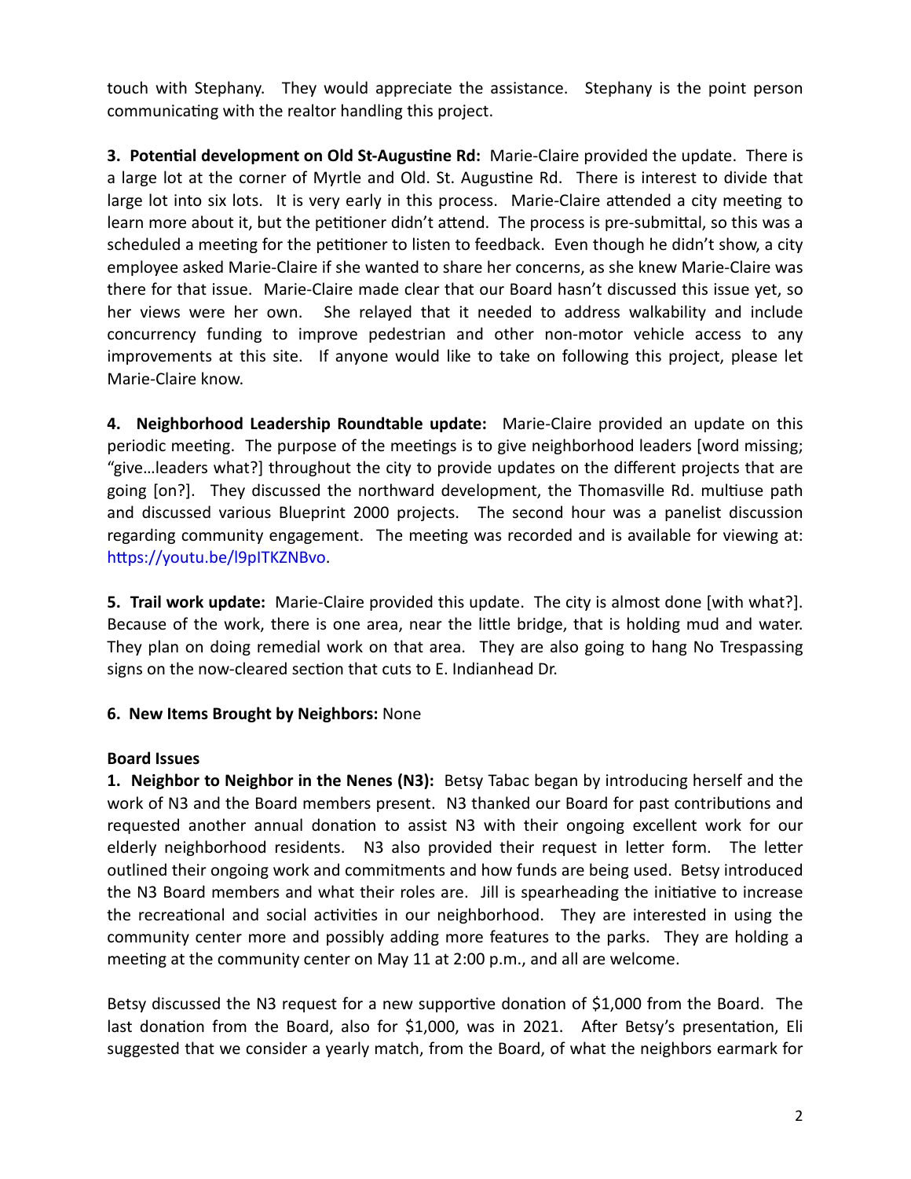touch with Stephany. They would appreciate the assistance. Stephany is the point person communicating with the realtor handling this project.

**3. Potential development on Old St-Augustine Rd:** Marie-Claire provided the update. There is a large lot at the corner of Myrtle and Old. St. Augustine Rd. There is interest to divide that large lot into six lots. It is very early in this process. Marie-Claire attended a city meeting to learn more about it, but the petitioner didn't attend. The process is pre-submittal, so this was a scheduled a meeting for the petitioner to listen to feedback. Even though he didn't show, a city employee asked Marie-Claire if she wanted to share her concerns, as she knew Marie-Claire was there for that issue. Marie-Claire made clear that our Board hasn't discussed this issue yet, so her views were her own. She relayed that it needed to address walkability and include concurrency funding to improve pedestrian and other non-motor vehicle access to any improvements at this site. If anyone would like to take on following this project, please let Marie-Claire know.

**4. Neighborhood Leadership Roundtable update:** Marie-Claire provided an update on this periodic meeting. The purpose of the meetings is to give neighborhood leaders [word missing; "give…leaders what?] throughout the city to provide updates on the different projects that are going [on?]. They discussed the northward development, the Thomasville Rd. multiuse path and discussed various Blueprint 2000 projects. The second hour was a panelist discussion regarding community engagement. The meeting was recorded and is available for viewing at: https://youtu.be/l9pITKZNBvo.

**5. Trail work update:** Marie-Claire provided this update. The city is almost done [with what?]. Because of the work, there is one area, near the little bridge, that is holding mud and water. They plan on doing remedial work on that area. They are also going to hang No Trespassing signs on the now-cleared section that cuts to E. Indianhead Dr.

**6. New Items Brought by Neighbors:** None

**Board Issues**

**1. Neighbor to Neighbor in the Nenes (N3):** Betsy Tabac began by introducing herself and the work of N3 and the Board members present. N3 thanked our Board for past contributions and requested another annual donation to assist N3 with their ongoing excellent work for our elderly neighborhood residents. N3 also provided their request in letter form. The letter outlined their ongoing work and commitments and how funds are being used. Betsy introduced the N3 Board members and what their roles are. Jill is spearheading the initiative to increase the recreational and social activities in our neighborhood. They are interested in using the community center more and possibly adding more features to the parks. They are holding a meeting at the community center on May 11 at 2:00 p.m., and all are welcome.

Betsy discussed the N3 request for a new supportive donation of $1,000 from the Board. The last donation from the Board, also for $1,000, was in 2021. After Betsy's presentation, Eli suggested that we consider a yearly match, from the Board, of what the neighbors earmark for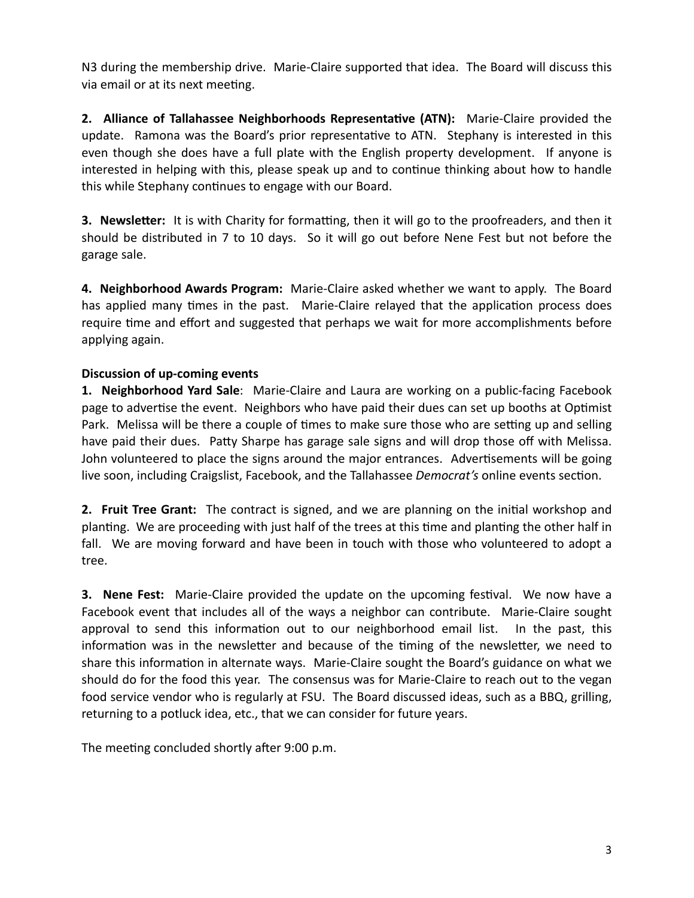N3 during the membership drive. Marie-Claire supported that idea. The Board will discuss this via email or at its next meeting.

**2. Alliance of Tallahassee Neighborhoods Representative (ATN):** Marie-Claire provided the update. Ramona was the Board's prior representative to ATN. Stephany is interested in this even though she does have a full plate with the English property development. If anyone is interested in helping with this, please speak up and to continue thinking about how to handle this while Stephany continues to engage with our Board.

**3. Newsletter:** It is with Charity for formatting, then it will go to the proofreaders, and then it should be distributed in 7 to 10 days. So it will go out before Nene Fest but not before the garage sale.

**4. Neighborhood Awards Program:** Marie-Claire asked whether we want to apply. The Board has applied many times in the past. Marie-Claire relayed that the application process does require time and effort and suggested that perhaps we wait for more accomplishments before applying again.

**Discussion of up-coming events**

**1. Neighborhood Yard Sale**: Marie-Claire and Laura are working on a public-facing Facebook page to advertise the event. Neighbors who have paid their dues can set up booths at Optimist Park. Melissa will be there a couple of times to make sure those who are setting up and selling have paid their dues. Patty Sharpe has garage sale signs and will drop those off with Melissa. John volunteered to place the signs around the major entrances. Advertisements will be going live soon, including Craigslist, Facebook, and the Tallahassee *Democrat's* online events section.

**2. Fruit Tree Grant:** The contract is signed, and we are planning on the initial workshop and planting. We are proceeding with just half of the trees at this time and planting the other half in fall. We are moving forward and have been in touch with those who volunteered to adopt a tree.

**3. Nene Fest:** Marie-Claire provided the update on the upcoming festival. We now have a Facebook event that includes all of the ways a neighbor can contribute. Marie-Claire sought approval to send this information out to our neighborhood email list. In the past, this information was in the newsletter and because of the timing of the newsletter, we need to share this information in alternate ways. Marie-Claire sought the Board's guidance on what we should do for the food this year. The consensus was for Marie-Claire to reach out to the vegan food service vendor who is regularly at FSU. The Board discussed ideas, such as a BBQ, grilling, returning to a potluck idea, etc., that we can consider for future years.

The meeting concluded shortly after 9:00 p.m.